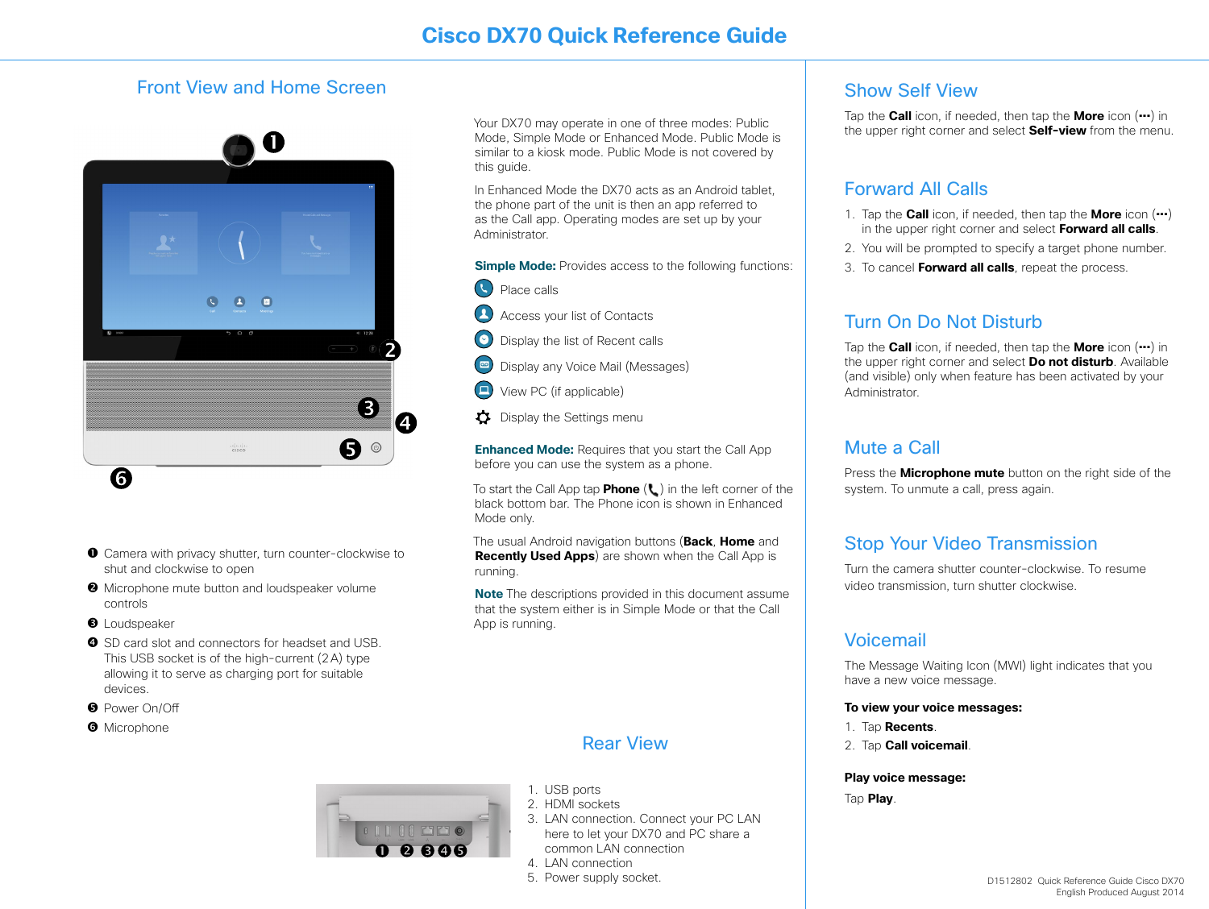# Cisco DX70 Quick Reference Guide

## Front View and Home Screen

1. Camera with privacy shutter, turn counter-clockwise to shut and clockwise to open
2. Microphone mute button and loudspeaker volume controls
3. Loudspeaker
4. SD card slot and connectors for headset and USB. This USB socket is of the high-current (2 A) type allowing it to serve as charging port for suitable devices.
5. Power On/Off
6. Microphone

Your DX70 may operate in one of three modes: Public Mode, Simple Mode or Enhanced Mode. Public Mode is similar to a kiosk mode. Public Mode is not covered by this guide.

In Enhanced Mode the DX70 acts as an Android tablet, the phone part of the unit is then an app referred to as the Call app. Operating modes are set up by your Administrator.

**Simple Mode:** Provides access to the following functions:

- Place calls
- Access your list of Contacts
- Display the list of Recent calls
- Display any Voice Mail (Messages)
- View PC (if applicable)
- Display the Settings menu

**Enhanced Mode:** Requires that you start the Call App before you can use the system as a phone.

To start the Call App tap **Phone** ( ) in the left corner of the black bottom bar. The Phone icon is shown in Enhanced Mode only.

The usual Android navigation buttons (**Back**, **Home** and **Recently Used Apps**) are shown when the Call App is running.

**Note** The descriptions provided in this document assume that the system either is in Simple Mode or that the Call App is running.

## Rear View

1. USB ports
2. HDMI sockets
3. LAN connection. Connect your PC LAN here to let your DX70 and PC share a common LAN connection
4. LAN connection
5. Power supply socket.

## Show Self View

Tap the **Call** icon, if needed, then tap the **More** icon (•••) in the upper right corner and select **Self-view** from the menu.

## Forward All Calls

1. Tap the **Call** icon, if needed, then tap the **More** icon (•••) in the upper right corner and select **Forward all calls**.
2. You will be prompted to specify a target phone number.
3. To cancel **Forward all calls**, repeat the process.

## Turn On Do Not Disturb

Tap the **Call** icon, if needed, then tap the **More** icon (•••) in the upper right corner and select **Do not disturb**. Available (and visible) only when feature has been activated by your Administrator.

## Mute a Call

Press the **Microphone mute** button on the right side of the system. To unmute a call, press again.

## Stop Your Video Transmission

Turn the camera shutter counter-clockwise. To resume video transmission, turn shutter clockwise.

## Voicemail

The Message Waiting Icon (MWI) light indicates that you have a new voice message.

**To view your voice messages:**

1. Tap **Recents**.
2. Tap **Call voicemail**.

**Play voice message:**

Tap **Play**.

D1512802 Quick Reference Guide Cisco DX70
English Produced August 2014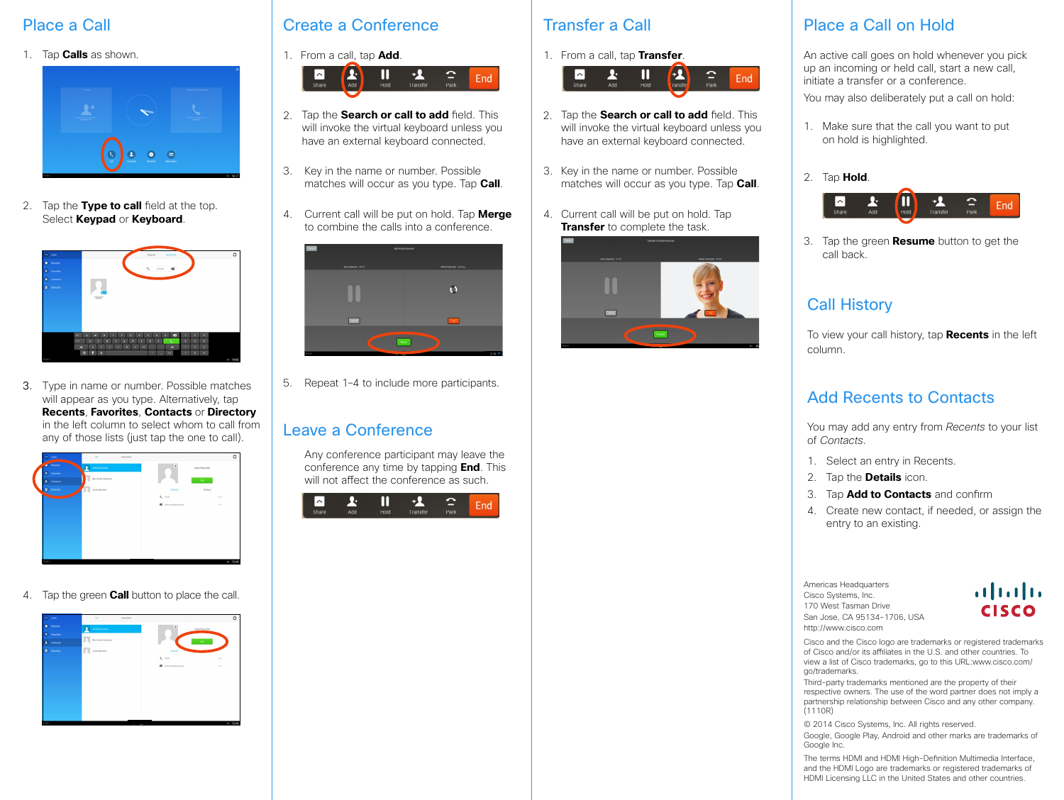## Place a Call

1. Tap **Calls** as shown.

2. Tap the **Type to call** field at the top. Select **Keypad** or **Keyboard**.

3. Type in name or number. Possible matches will appear as you type. Alternatively, tap **Recents**, **Favorites**, **Contacts** or **Directory** in the left column to select whom to call from any of those lists (just tap the one to call).

4. Tap the green **Call** button to place the call.

## Create a Conference

1. From a call, tap **Add**.

2. Tap the **Search or call to add** field. This will invoke the virtual keyboard unless you have an external keyboard connected.

3. Key in the name or number. Possible matches will occur as you type. Tap **Call**.

4. Current call will be put on hold. Tap **Merge** to combine the calls into a conference.

5. Repeat 1-4 to include more participants.

## Leave a Conference

Any conference participant may leave the conference any time by tapping **End**. This will not affect the conference as such.

## Transfer a Call

1. From a call, tap **Transfer**.

2. Tap the **Search or call to add** field. This will invoke the virtual keyboard unless you have an external keyboard connected.

3. Key in the name or number. Possible matches will occur as you type. Tap **Call**.

4. Current call will be put on hold. Tap **Transfer** to complete the task.

## Place a Call on Hold

An active call goes on hold whenever you pick up an incoming or held call, start a new call, initiate a transfer or a conference.

You may also deliberately put a call on hold:

1. Make sure that the call you want to put on hold is highlighted.

2. Tap **Hold**.

3. Tap the green **Resume** button to get the call back.

## Call History

To view your call history, tap **Recents** in the left column.

## Add Recents to Contacts

You may add any entry from *Recents* to your list of *Contacts*.

1. Select an entry in Recents.
2. Tap the **Details** icon.
3. Tap **Add to Contacts** and confirm
4. Create new contact, if needed, or assign the entry to an existing.

Americas Headquarters
Cisco Systems, Inc.
170 West Tasman Drive
San Jose, CA 95134-1706, USA
http://www.cisco.com

Cisco and the Cisco logo are trademarks or registered trademarks of Cisco and/or its affiliates in the U.S. and other countries. To view a list of Cisco trademarks, go to this URL:www.cisco.com/go/trademarks.

Third-party trademarks mentioned are the property of their respective owners. The use of the word partner does not imply a partnership relationship between Cisco and any other company. (1110R)

© 2014 Cisco Systems, Inc. All rights reserved.

Google, Google Play, Android and other marks are trademarks of Google Inc.

The terms HDMI and HDMI High-Definition Multimedia Interface, and the HDMI Logo are trademarks or registered trademarks of HDMI Licensing LLC in the United States and other countries.